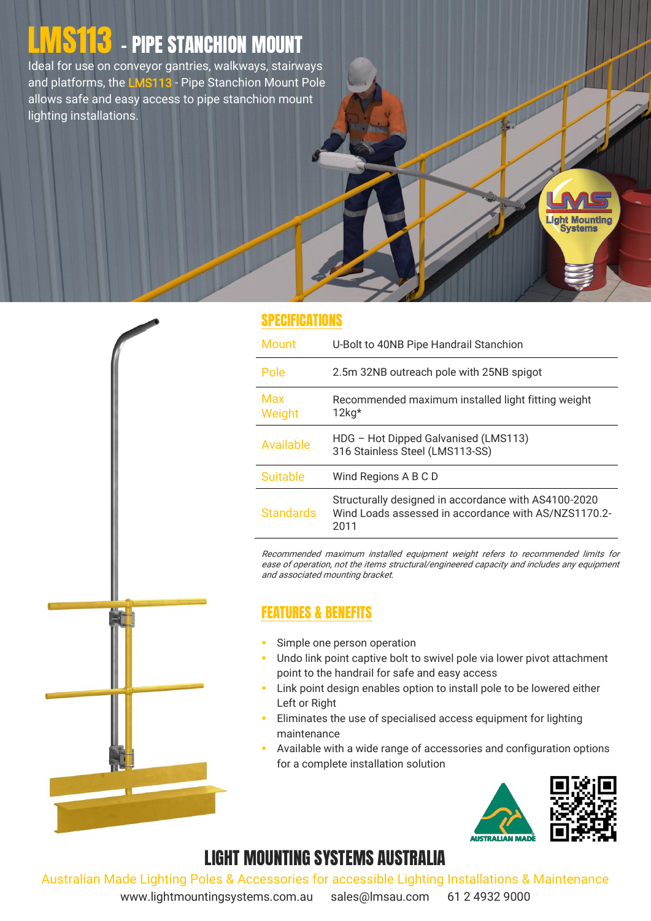# LMS113 - PIPE STANCHION MOUNT

Ideal for use on conveyor gantries, walkways, stairways and platforms, the LMS113 - Pipe Stanchion Mount Pole allows safe and easy access to pipe stanchion mount lighting installations.

## SPECIFICATIONS

| | |
|---|---|
| Mount | U-Bolt to 40NB Pipe Handrail Stanchion |
| Pole | 2.5m 32NB outreach pole with 25NB spigot |
| Max Weight | Recommended maximum installed light fitting weight 12kg* |
| Available | HDG – Hot Dipped Galvanised (LMS113)<br>316 Stainless Steel (LMS113-SS) |
| Suitable | Wind Regions A B C D |
| Standards | Structurally designed in accordance with AS4100-2020<br>Wind Loads assessed in accordance with AS/NZS1170.2-2011 |

*Recommended maximum installed equipment weight refers to recommended limits for ease of operation, not the items structural/engineered capacity and includes any equipment and associated mounting bracket.*

## FEATURES & BENEFITS

- Simple one person operation
- Undo link point captive bolt to swivel pole via lower pivot attachment point to the handrail for safe and easy access
- Link point design enables option to install pole to be lowered either Left or Right
- Eliminates the use of specialised access equipment for lighting maintenance
- Available with a wide range of accessories and configuration options for a complete installation solution

## LIGHT MOUNTING SYSTEMS AUSTRALIA

Australian Made Lighting Poles & Accessories for accessible Lighting Installations & Maintenance

www.lightmountingsystems.com.au sales@lmsau.com 61 2 4932 9000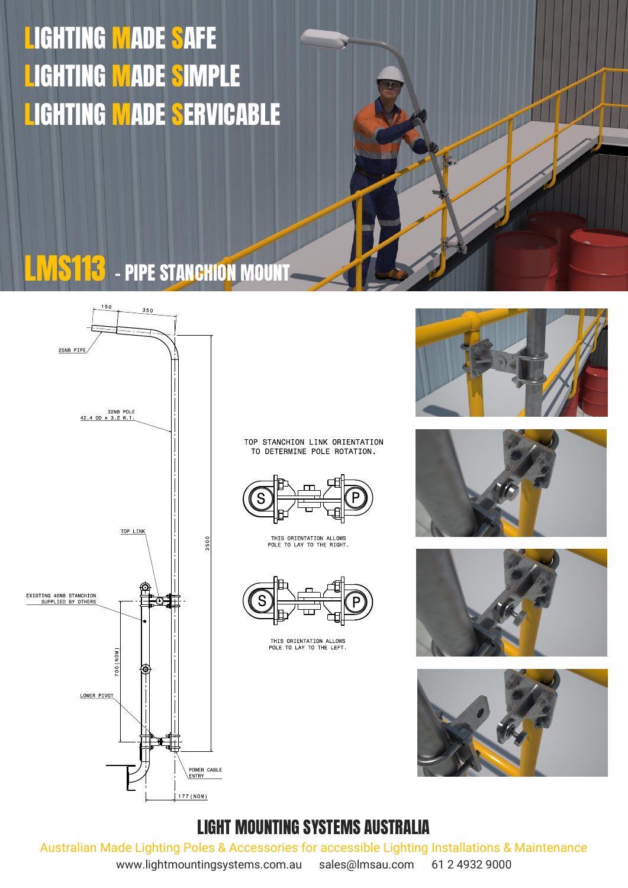# LIGHTING MADE SAFE
# LIGHTING MADE SIMPLE
# LIGHTING MADE SERVICABLE

## LMS113 - PIPE STANCHION MOUNT

150
350
25NB PIPE
32NB POLE
42.4 OD x 3.2 W.T.
TOP LINK
2500
EXISTING 40NB STANCHION
SUPPLIED BY OTHERS
700 (NOM)
LOWER PIVOT
POWER CABLE
ENTRY
177 (NOM)

TOP STANCHION LINK ORIENTATION
TO DETERMINE POLE ROTATION.

S P

THIS ORIENTATION ALLOWS
POLE TO LAY TO THE RIGHT.

S P

THIS ORIENTATION ALLOWS
POLE TO LAY TO THE LEFT.

## LIGHT MOUNTING SYSTEMS AUSTRALIA

Australian Made Lighting Poles & Accessories for accessible Lighting Installations & Maintenance

www.lightmountingsystems.com.au sales@lmsau.com 61 2 4932 9000